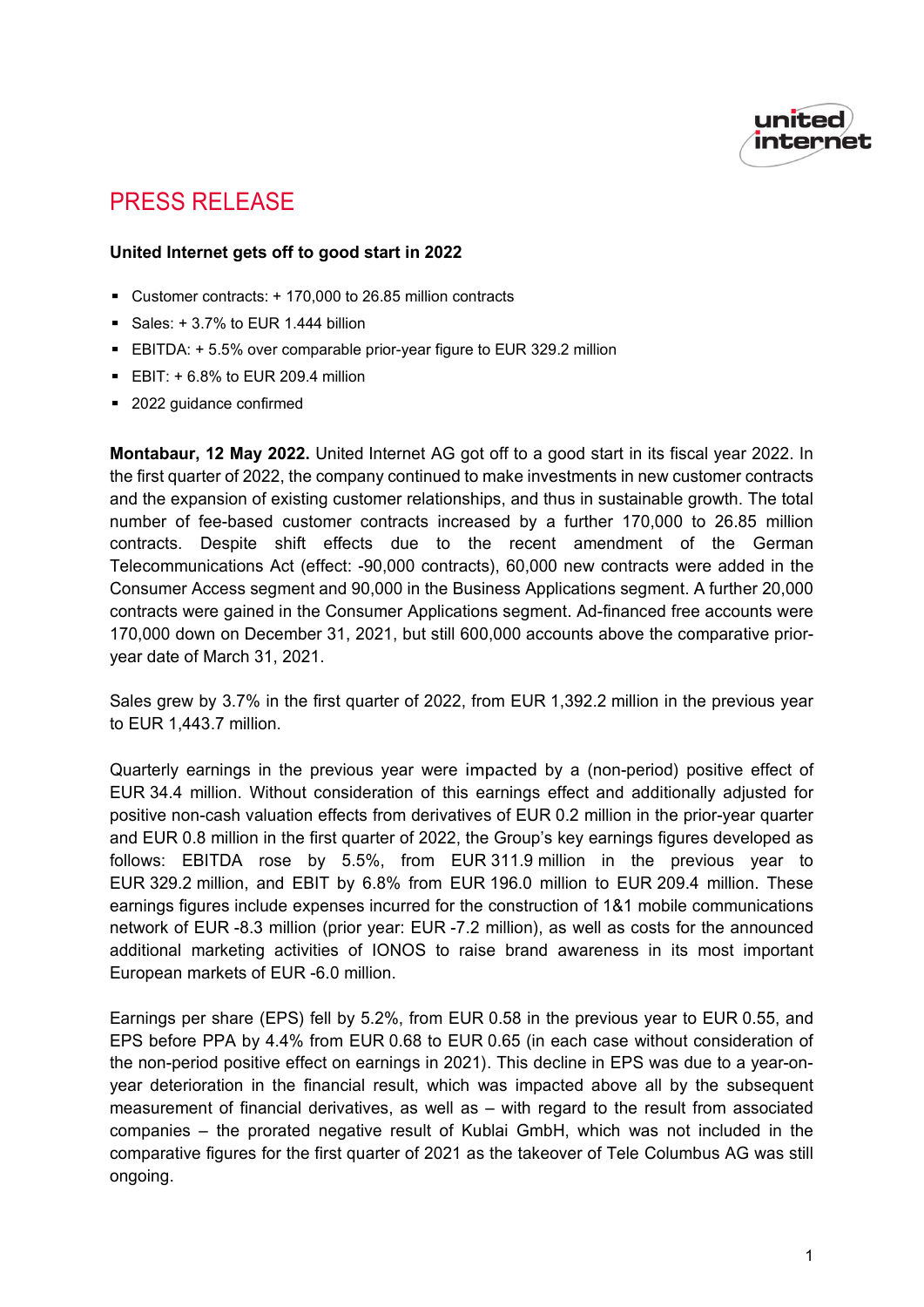# PRESS RELEASE

**United Internet gets off to good start in 2022**

- Customer contracts: + 170,000 to 26.85 million contracts
- Sales: + 3.7% to EUR 1.444 billion
- EBITDA: + 5.5% over comparable prior-year figure to EUR 329.2 million
- EBIT: + 6.8% to EUR 209.4 million
- 2022 guidance confirmed

**Montabaur, 12 May 2022.** United Internet AG got off to a good start in its fiscal year 2022. In the first quarter of 2022, the company continued to make investments in new customer contracts and the expansion of existing customer relationships, and thus in sustainable growth. The total number of fee-based customer contracts increased by a further 170,000 to 26.85 million contracts. Despite shift effects due to the recent amendment of the German Telecommunications Act (effect: -90,000 contracts), 60,000 new contracts were added in the Consumer Access segment and 90,000 in the Business Applications segment. A further 20,000 contracts were gained in the Consumer Applications segment. Ad-financed free accounts were 170,000 down on December 31, 2021, but still 600,000 accounts above the comparative prior-year date of March 31, 2021.

Sales grew by 3.7% in the first quarter of 2022, from EUR 1,392.2 million in the previous year to EUR 1,443.7 million.

Quarterly earnings in the previous year were impacted by a (non-period) positive effect of EUR 34.4 million. Without consideration of this earnings effect and additionally adjusted for positive non-cash valuation effects from derivatives of EUR 0.2 million in the prior-year quarter and EUR 0.8 million in the first quarter of 2022, the Group's key earnings figures developed as follows: EBITDA rose by 5.5%, from EUR 311.9 million in the previous year to EUR 329.2 million, and EBIT by 6.8% from EUR 196.0 million to EUR 209.4 million. These earnings figures include expenses incurred for the construction of 1&1 mobile communications network of EUR -8.3 million (prior year: EUR -7.2 million), as well as costs for the announced additional marketing activities of IONOS to raise brand awareness in its most important European markets of EUR -6.0 million.

Earnings per share (EPS) fell by 5.2%, from EUR 0.58 in the previous year to EUR 0.55, and EPS before PPA by 4.4% from EUR 0.68 to EUR 0.65 (in each case without consideration of the non-period positive effect on earnings in 2021). This decline in EPS was due to a year-on-year deterioration in the financial result, which was impacted above all by the subsequent measurement of financial derivatives, as well as – with regard to the result from associated companies – the prorated negative result of Kublai GmbH, which was not included in the comparative figures for the first quarter of 2021 as the takeover of Tele Columbus AG was still ongoing.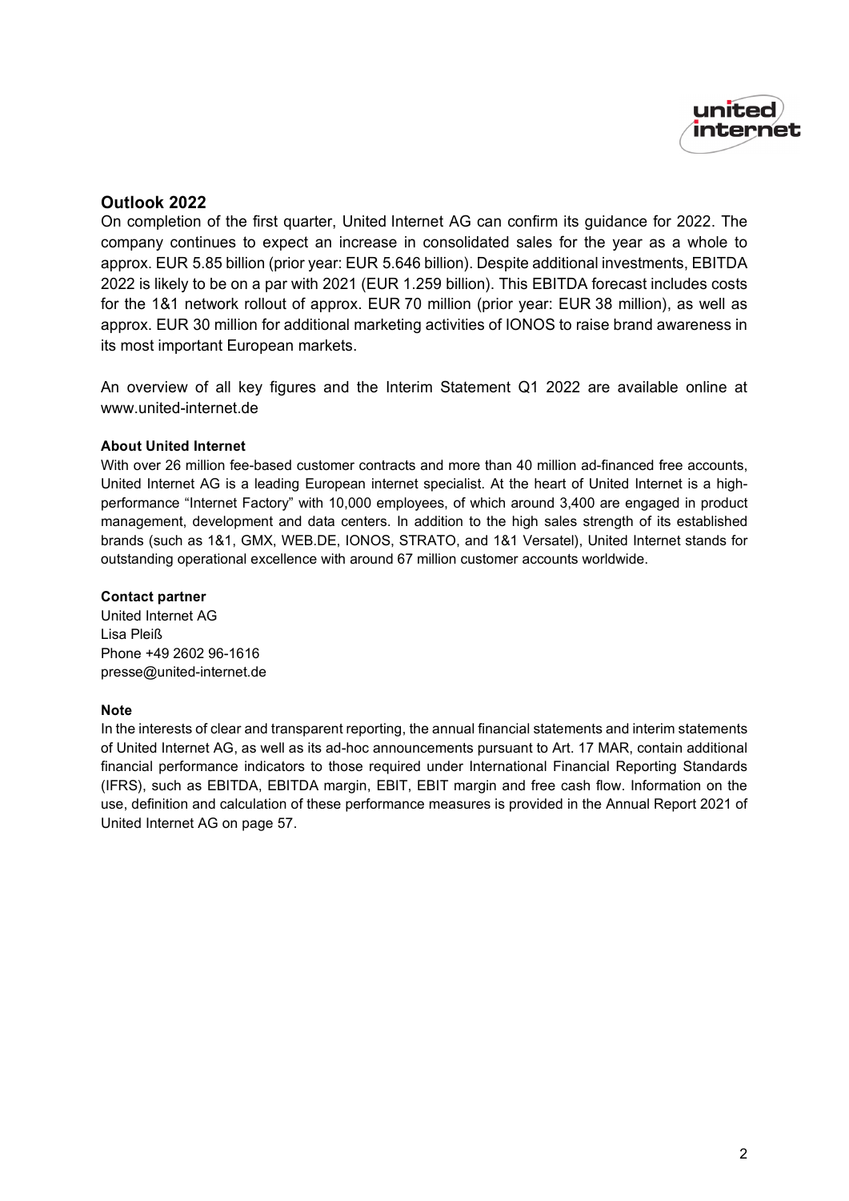## Outlook 2022

On completion of the first quarter, United Internet AG can confirm its guidance for 2022. The company continues to expect an increase in consolidated sales for the year as a whole to approx. EUR 5.85 billion (prior year: EUR 5.646 billion). Despite additional investments, EBITDA 2022 is likely to be on a par with 2021 (EUR 1.259 billion). This EBITDA forecast includes costs for the 1&1 network rollout of approx. EUR 70 million (prior year: EUR 38 million), as well as approx. EUR 30 million for additional marketing activities of IONOS to raise brand awareness in its most important European markets.

An overview of all key figures and the Interim Statement Q1 2022 are available online at www.united-internet.de

**About United Internet**

With over 26 million fee-based customer contracts and more than 40 million ad-financed free accounts, United Internet AG is a leading European internet specialist. At the heart of United Internet is a high-performance "Internet Factory" with 10,000 employees, of which around 3,400 are engaged in product management, development and data centers. In addition to the high sales strength of its established brands (such as 1&1, GMX, WEB.DE, IONOS, STRATO, and 1&1 Versatel), United Internet stands for outstanding operational excellence with around 67 million customer accounts worldwide.

**Contact partner**

United Internet AG
Lisa Pleiß
Phone +49 2602 96-1616
presse@united-internet.de

**Note**

In the interests of clear and transparent reporting, the annual financial statements and interim statements of United Internet AG, as well as its ad-hoc announcements pursuant to Art. 17 MAR, contain additional financial performance indicators to those required under International Financial Reporting Standards (IFRS), such as EBITDA, EBITDA margin, EBIT, EBIT margin and free cash flow. Information on the use, definition and calculation of these performance measures is provided in the Annual Report 2021 of United Internet AG on page 57.